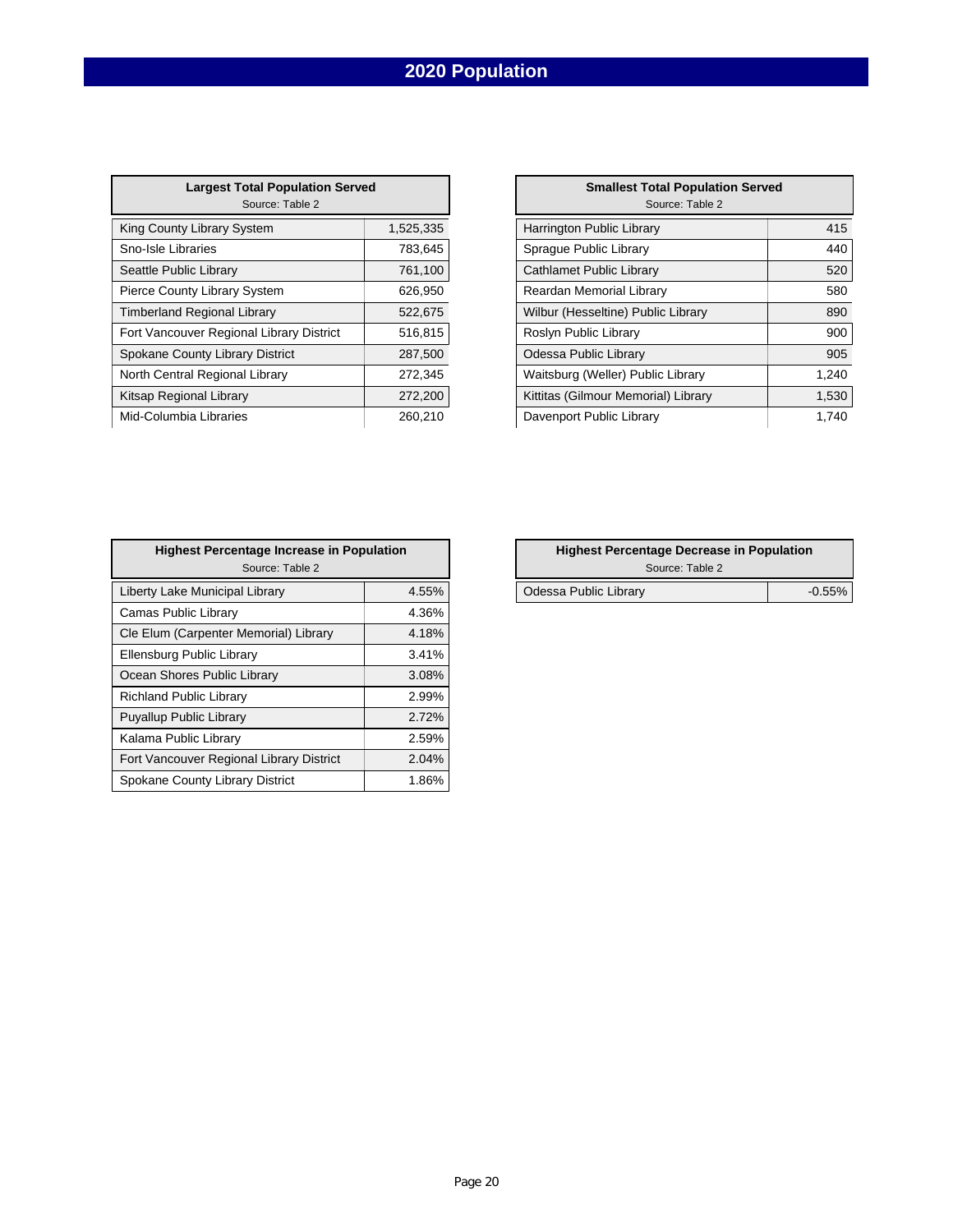# 2020 Population

| Largest Total Population Served<br>Source: Table 2 | |
|---|---|
| King County Library System | 1,525,335 |
| Sno-Isle Libraries | 783,645 |
| Seattle Public Library | 761,100 |
| Pierce County Library System | 626,950 |
| Timberland Regional Library | 522,675 |
| Fort Vancouver Regional Library District | 516,815 |
| Spokane County Library District | 287,500 |
| North Central Regional Library | 272,345 |
| Kitsap Regional Library | 272,200 |
| Mid-Columbia Libraries | 260,210 |

| Smallest Total Population Served<br>Source: Table 2 | |
|---|---|
| Harrington Public Library | 415 |
| Sprague Public Library | 440 |
| Cathlamet Public Library | 520 |
| Reardan Memorial Library | 580 |
| Wilbur (Hesseltine) Public Library | 890 |
| Roslyn Public Library | 900 |
| Odessa Public Library | 905 |
| Waitsburg (Weller) Public Library | 1,240 |
| Kittitas (Gilmour Memorial) Library | 1,530 |
| Davenport Public Library | 1,740 |

| Highest Percentage Increase in Population<br>Source: Table 2 | |
|---|---|
| Liberty Lake Municipal Library | 4.55% |
| Camas Public Library | 4.36% |
| Cle Elum (Carpenter Memorial) Library | 4.18% |
| Ellensburg Public Library | 3.41% |
| Ocean Shores Public Library | 3.08% |
| Richland Public Library | 2.99% |
| Puyallup Public Library | 2.72% |
| Kalama Public Library | 2.59% |
| Fort Vancouver Regional Library District | 2.04% |
| Spokane County Library District | 1.86% |

| Highest Percentage Decrease in Population<br>Source: Table 2 | |
|---|---|
| Odessa Public Library | -0.55% |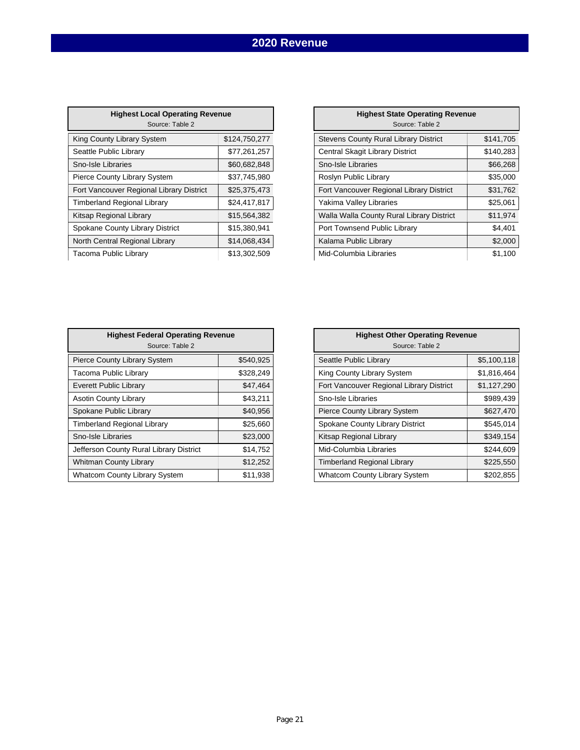# 2020 Revenue

| Highest Local Operating Revenue<br>Source: Table 2 | |
|---|---|
| King County Library System | $124,750,277 |
| Seattle Public Library | $77,261,257 |
| Sno-Isle Libraries | $60,682,848 |
| Pierce County Library System | $37,745,980 |
| Fort Vancouver Regional Library District | $25,375,473 |
| Timberland Regional Library | $24,417,817 |
| Kitsap Regional Library | $15,564,382 |
| Spokane County Library District | $15,380,941 |
| North Central Regional Library | $14,068,434 |
| Tacoma Public Library | $13,302,509 |

| Highest State Operating Revenue<br>Source: Table 2 | |
|---|---|
| Stevens County Rural Library District | $141,705 |
| Central Skagit Library District | $140,283 |
| Sno-Isle Libraries | $66,268 |
| Roslyn Public Library | $35,000 |
| Fort Vancouver Regional Library District | $31,762 |
| Yakima Valley Libraries | $25,061 |
| Walla Walla County Rural Library District | $11,974 |
| Port Townsend Public Library | $4,401 |
| Kalama Public Library | $2,000 |
| Mid-Columbia Libraries | $1,100 |

| Highest Federal Operating Revenue<br>Source: Table 2 | |
|---|---|
| Pierce County Library System | $540,925 |
| Tacoma Public Library | $328,249 |
| Everett Public Library | $47,464 |
| Asotin County Library | $43,211 |
| Spokane Public Library | $40,956 |
| Timberland Regional Library | $25,660 |
| Sno-Isle Libraries | $23,000 |
| Jefferson County Rural Library District | $14,752 |
| Whitman County Library | $12,252 |
| Whatcom County Library System | $11,938 |

| Highest Other Operating Revenue<br>Source: Table 2 | |
|---|---|
| Seattle Public Library | $5,100,118 |
| King County Library System | $1,816,464 |
| Fort Vancouver Regional Library District | $1,127,290 |
| Sno-Isle Libraries | $989,439 |
| Pierce County Library System | $627,470 |
| Spokane County Library District | $545,014 |
| Kitsap Regional Library | $349,154 |
| Mid-Columbia Libraries | $244,609 |
| Timberland Regional Library | $225,550 |
| Whatcom County Library System | $202,855 |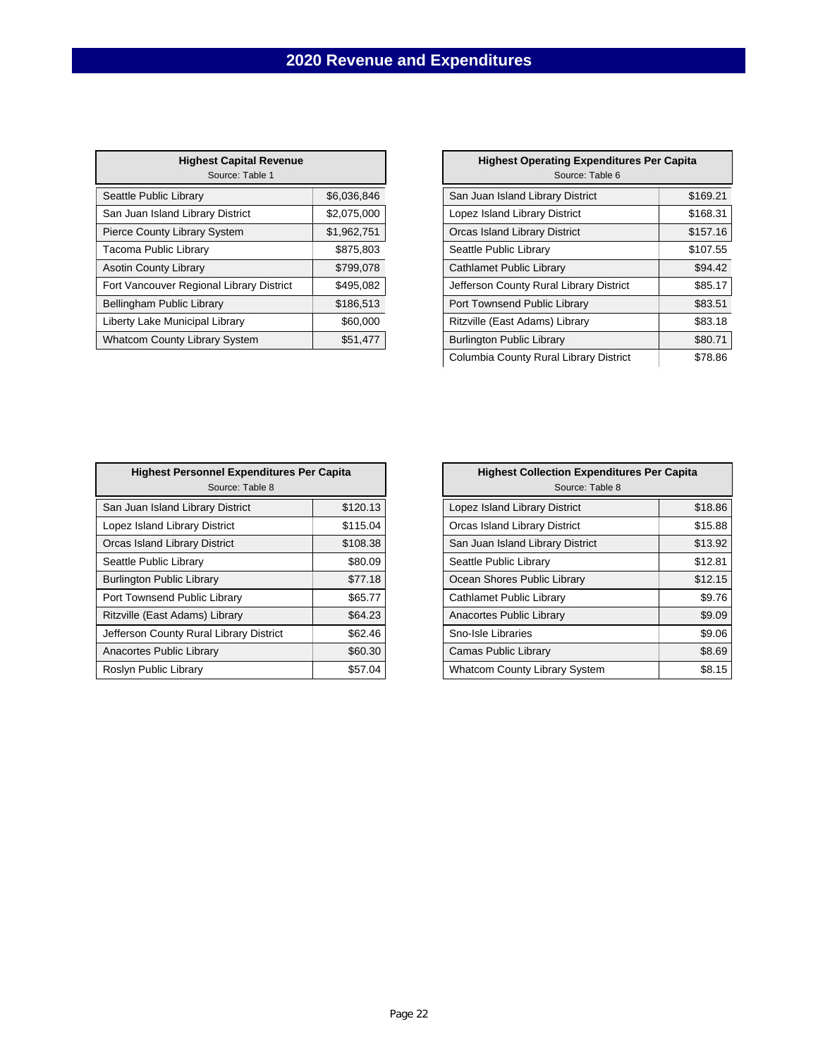# 2020 Revenue and Expenditures

| Highest Capital Revenue<br>Source: Table 1 | |
|---|---|
| Seattle Public Library | $6,036,846 |
| San Juan Island Library District | $2,075,000 |
| Pierce County Library System | $1,962,751 |
| Tacoma Public Library | $875,803 |
| Asotin County Library | $799,078 |
| Fort Vancouver Regional Library District | $495,082 |
| Bellingham Public Library | $186,513 |
| Liberty Lake Municipal Library | $60,000 |
| Whatcom County Library System | $51,477 |

| Highest Operating Expenditures Per Capita<br>Source: Table 6 | |
|---|---|
| San Juan Island Library District | $169.21 |
| Lopez Island Library District | $168.31 |
| Orcas Island Library District | $157.16 |
| Seattle Public Library | $107.55 |
| Cathlamet Public Library | $94.42 |
| Jefferson County Rural Library District | $85.17 |
| Port Townsend Public Library | $83.51 |
| Ritzville (East Adams) Library | $83.18 |
| Burlington Public Library | $80.71 |
| Columbia County Rural Library District | $78.86 |

| Highest Personnel Expenditures Per Capita<br>Source: Table 8 | |
|---|---|
| San Juan Island Library District | $120.13 |
| Lopez Island Library District | $115.04 |
| Orcas Island Library District | $108.38 |
| Seattle Public Library | $80.09 |
| Burlington Public Library | $77.18 |
| Port Townsend Public Library | $65.77 |
| Ritzville (East Adams) Library | $64.23 |
| Jefferson County Rural Library District | $62.46 |
| Anacortes Public Library | $60.30 |
| Roslyn Public Library | $57.04 |

| Highest Collection Expenditures Per Capita<br>Source: Table 8 | |
|---|---|
| Lopez Island Library District | $18.86 |
| Orcas Island Library District | $15.88 |
| San Juan Island Library District | $13.92 |
| Seattle Public Library | $12.81 |
| Ocean Shores Public Library | $12.15 |
| Cathlamet Public Library | $9.76 |
| Anacortes Public Library | $9.09 |
| Sno-Isle Libraries | $9.06 |
| Camas Public Library | $8.69 |
| Whatcom County Library System | $8.15 |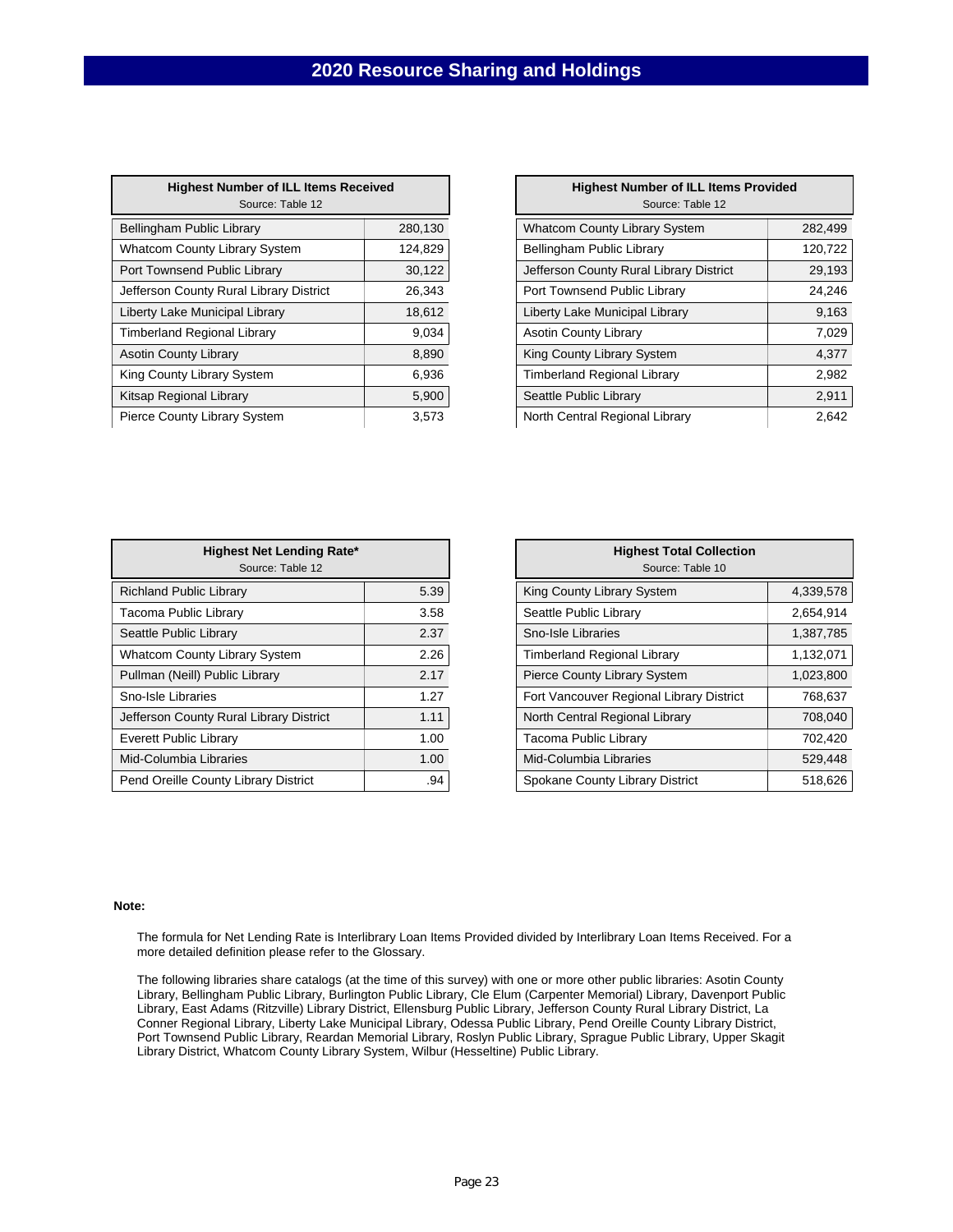# 2020 Resource Sharing and Holdings

| Highest Number of ILL Items Received<br>Source: Table 12 | |
|---|---|
| Bellingham Public Library | 280,130 |
| Whatcom County Library System | 124,829 |
| Port Townsend Public Library | 30,122 |
| Jefferson County Rural Library District | 26,343 |
| Liberty Lake Municipal Library | 18,612 |
| Timberland Regional Library | 9,034 |
| Asotin County Library | 8,890 |
| King County Library System | 6,936 |
| Kitsap Regional Library | 5,900 |
| Pierce County Library System | 3,573 |

| Highest Number of ILL Items Provided<br>Source: Table 12 | |
|---|---|
| Whatcom County Library System | 282,499 |
| Bellingham Public Library | 120,722 |
| Jefferson County Rural Library District | 29,193 |
| Port Townsend Public Library | 24,246 |
| Liberty Lake Municipal Library | 9,163 |
| Asotin County Library | 7,029 |
| King County Library System | 4,377 |
| Timberland Regional Library | 2,982 |
| Seattle Public Library | 2,911 |
| North Central Regional Library | 2,642 |

| Highest Net Lending Rate*<br>Source: Table 12 | |
|---|---|
| Richland Public Library | 5.39 |
| Tacoma Public Library | 3.58 |
| Seattle Public Library | 2.37 |
| Whatcom County Library System | 2.26 |
| Pullman (Neill) Public Library | 2.17 |
| Sno-Isle Libraries | 1.27 |
| Jefferson County Rural Library District | 1.11 |
| Everett Public Library | 1.00 |
| Mid-Columbia Libraries | 1.00 |
| Pend Oreille County Library District | .94 |

| Highest Total Collection<br>Source: Table 10 | |
|---|---|
| King County Library System | 4,339,578 |
| Seattle Public Library | 2,654,914 |
| Sno-Isle Libraries | 1,387,785 |
| Timberland Regional Library | 1,132,071 |
| Pierce County Library System | 1,023,800 |
| Fort Vancouver Regional Library District | 768,637 |
| North Central Regional Library | 708,040 |
| Tacoma Public Library | 702,420 |
| Mid-Columbia Libraries | 529,448 |
| Spokane County Library District | 518,626 |

**Note:**

The formula for Net Lending Rate is Interlibrary Loan Items Provided divided by Interlibrary Loan Items Received. For a more detailed definition please refer to the Glossary.

The following libraries share catalogs (at the time of this survey) with one or more other public libraries: Asotin County Library, Bellingham Public Library, Burlington Public Library, Cle Elum (Carpenter Memorial) Library, Davenport Public Library, East Adams (Ritzville) Library District, Ellensburg Public Library, Jefferson County Rural Library District, La Conner Regional Library, Liberty Lake Municipal Library, Odessa Public Library, Pend Oreille County Library District, Port Townsend Public Library, Reardan Memorial Library, Roslyn Public Library, Sprague Public Library, Upper Skagit Library District, Whatcom County Library System, Wilbur (Hesseltine) Public Library.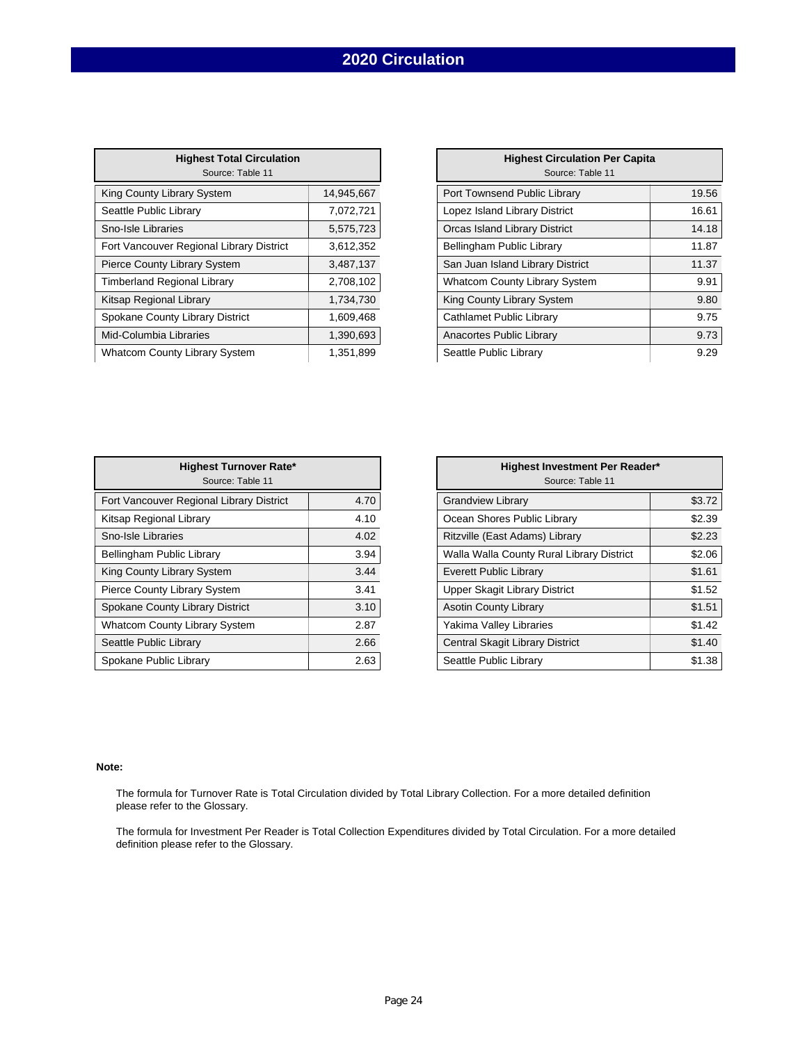# 2020 Circulation

| Highest Total Circulation<br>Source: Table 11 | |
|---|---|
| King County Library System | 14,945,667 |
| Seattle Public Library | 7,072,721 |
| Sno-Isle Libraries | 5,575,723 |
| Fort Vancouver Regional Library District | 3,612,352 |
| Pierce County Library System | 3,487,137 |
| Timberland Regional Library | 2,708,102 |
| Kitsap Regional Library | 1,734,730 |
| Spokane County Library District | 1,609,468 |
| Mid-Columbia Libraries | 1,390,693 |
| Whatcom County Library System | 1,351,899 |

| Highest Circulation Per Capita<br>Source: Table 11 | |
|---|---|
| Port Townsend Public Library | 19.56 |
| Lopez Island Library District | 16.61 |
| Orcas Island Library District | 14.18 |
| Bellingham Public Library | 11.87 |
| San Juan Island Library District | 11.37 |
| Whatcom County Library System | 9.91 |
| King County Library System | 9.80 |
| Cathlamet Public Library | 9.75 |
| Anacortes Public Library | 9.73 |
| Seattle Public Library | 9.29 |

| Highest Turnover Rate*<br>Source: Table 11 | |
|---|---|
| Fort Vancouver Regional Library District | 4.70 |
| Kitsap Regional Library | 4.10 |
| Sno-Isle Libraries | 4.02 |
| Bellingham Public Library | 3.94 |
| King County Library System | 3.44 |
| Pierce County Library System | 3.41 |
| Spokane County Library District | 3.10 |
| Whatcom County Library System | 2.87 |
| Seattle Public Library | 2.66 |
| Spokane Public Library | 2.63 |

| Highest Investment Per Reader*<br>Source: Table 11 | |
|---|---|
| Grandview Library | $3.72 |
| Ocean Shores Public Library | $2.39 |
| Ritzville (East Adams) Library | $2.23 |
| Walla Walla County Rural Library District | $2.06 |
| Everett Public Library | $1.61 |
| Upper Skagit Library District | $1.52 |
| Asotin County Library | $1.51 |
| Yakima Valley Libraries | $1.42 |
| Central Skagit Library District | $1.40 |
| Seattle Public Library | $1.38 |

**Note:**

The formula for Turnover Rate is Total Circulation divided by Total Library Collection. For a more detailed definition please refer to the Glossary.

The formula for Investment Per Reader is Total Collection Expenditures divided by Total Circulation. For a more detailed definition please refer to the Glossary.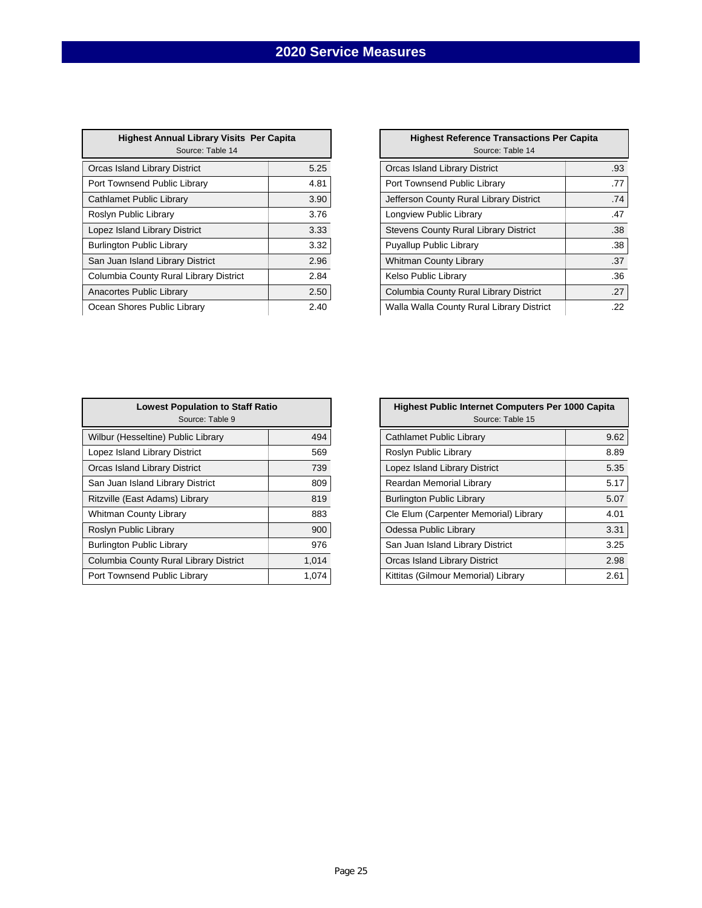# 2020 Service Measures

| Highest Annual Library Visits Per Capita<br>Source: Table 14 | |
|---|---|
| Orcas Island Library District | 5.25 |
| Port Townsend Public Library | 4.81 |
| Cathlamet Public Library | 3.90 |
| Roslyn Public Library | 3.76 |
| Lopez Island Library District | 3.33 |
| Burlington Public Library | 3.32 |
| San Juan Island Library District | 2.96 |
| Columbia County Rural Library District | 2.84 |
| Anacortes Public Library | 2.50 |
| Ocean Shores Public Library | 2.40 |

| Highest Reference Transactions Per Capita<br>Source: Table 14 | |
|---|---|
| Orcas Island Library District | .93 |
| Port Townsend Public Library | .77 |
| Jefferson County Rural Library District | .74 |
| Longview Public Library | .47 |
| Stevens County Rural Library District | .38 |
| Puyallup Public Library | .38 |
| Whitman County Library | .37 |
| Kelso Public Library | .36 |
| Columbia County Rural Library District | .27 |
| Walla Walla County Rural Library District | .22 |

| Lowest Population to Staff Ratio<br>Source: Table 9 | |
|---|---|
| Wilbur (Hesseltine) Public Library | 494 |
| Lopez Island Library District | 569 |
| Orcas Island Library District | 739 |
| San Juan Island Library District | 809 |
| Ritzville (East Adams) Library | 819 |
| Whitman County Library | 883 |
| Roslyn Public Library | 900 |
| Burlington Public Library | 976 |
| Columbia County Rural Library District | 1,014 |
| Port Townsend Public Library | 1,074 |

| Highest Public Internet Computers Per 1000 Capita<br>Source: Table 15 | |
|---|---|
| Cathlamet Public Library | 9.62 |
| Roslyn Public Library | 8.89 |
| Lopez Island Library District | 5.35 |
| Reardan Memorial Library | 5.17 |
| Burlington Public Library | 5.07 |
| Cle Elum (Carpenter Memorial) Library | 4.01 |
| Odessa Public Library | 3.31 |
| San Juan Island Library District | 3.25 |
| Orcas Island Library District | 2.98 |
| Kittitas (Gilmour Memorial) Library | 2.61 |